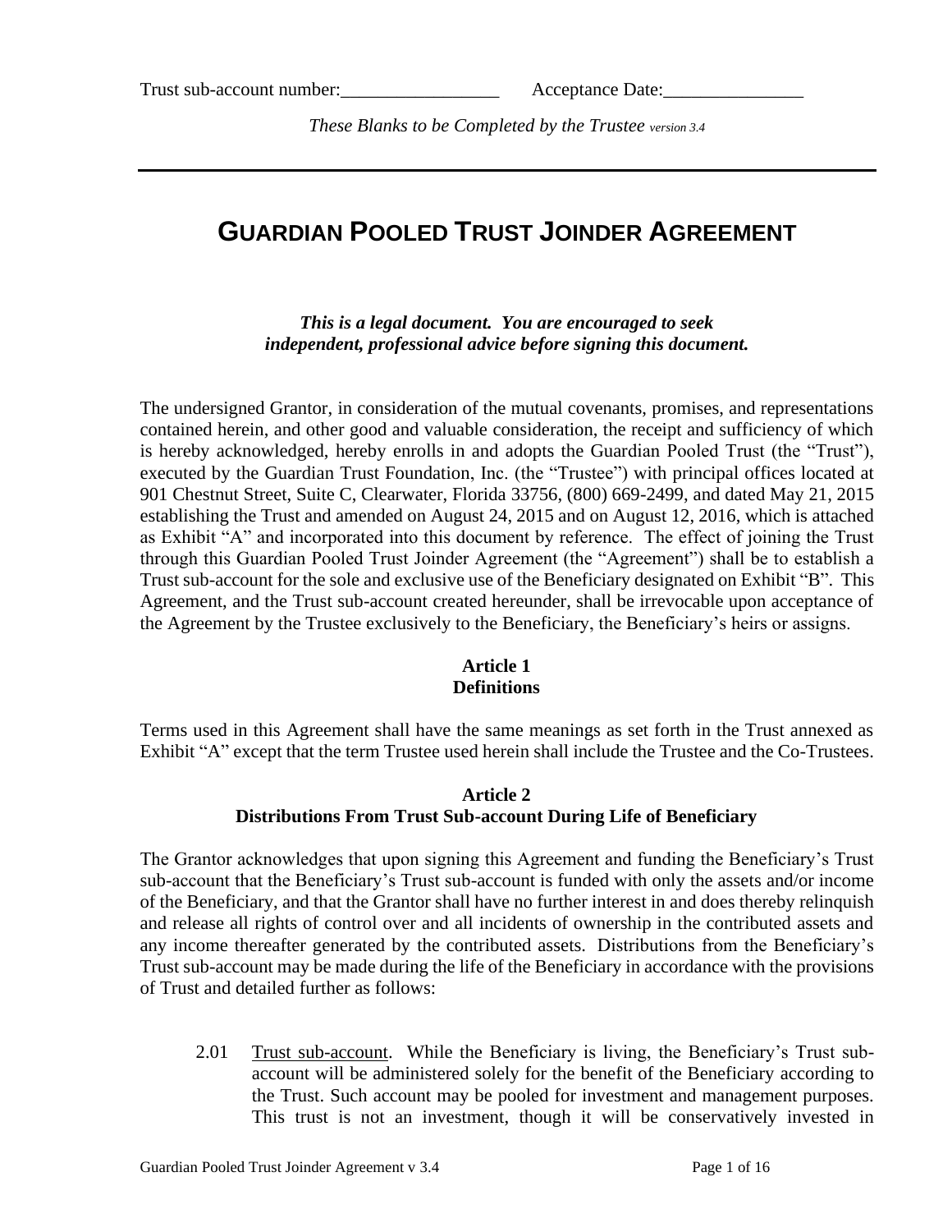Trust sub-account number:_________________ Acceptance Date:_______________

*These Blanks to be Completed by the Trustee version 3.4*

---

# GUARDIAN POOLED TRUST JOINDER AGREEMENT

***This is a legal document. You are encouraged to seek independent, professional advice before signing this document.***

The undersigned Grantor, in consideration of the mutual covenants, promises, and representations contained herein, and other good and valuable consideration, the receipt and sufficiency of which is hereby acknowledged, hereby enrolls in and adopts the Guardian Pooled Trust (the "Trust"), executed by the Guardian Trust Foundation, Inc. (the "Trustee") with principal offices located at 901 Chestnut Street, Suite C, Clearwater, Florida 33756, (800) 669-2499, and dated May 21, 2015 establishing the Trust and amended on August 24, 2015 and on August 12, 2016, which is attached as Exhibit "A" and incorporated into this document by reference. The effect of joining the Trust through this Guardian Pooled Trust Joinder Agreement (the "Agreement") shall be to establish a Trust sub-account for the sole and exclusive use of the Beneficiary designated on Exhibit "B". This Agreement, and the Trust sub-account created hereunder, shall be irrevocable upon acceptance of the Agreement by the Trustee exclusively to the Beneficiary, the Beneficiary's heirs or assigns.

## Article 1
## Definitions

Terms used in this Agreement shall have the same meanings as set forth in the Trust annexed as Exhibit "A" except that the term Trustee used herein shall include the Trustee and the Co-Trustees.

## Article 2
## Distributions From Trust Sub-account During Life of Beneficiary

The Grantor acknowledges that upon signing this Agreement and funding the Beneficiary's Trust sub-account that the Beneficiary's Trust sub-account is funded with only the assets and/or income of the Beneficiary, and that the Grantor shall have no further interest in and does thereby relinquish and release all rights of control over and all incidents of ownership in the contributed assets and any income thereafter generated by the contributed assets. Distributions from the Beneficiary's Trust sub-account may be made during the life of the Beneficiary in accordance with the provisions of Trust and detailed further as follows:

2.01 Trust sub-account. While the Beneficiary is living, the Beneficiary's Trust sub-account will be administered solely for the benefit of the Beneficiary according to the Trust. Such account may be pooled for investment and management purposes. This trust is not an investment, though it will be conservatively invested in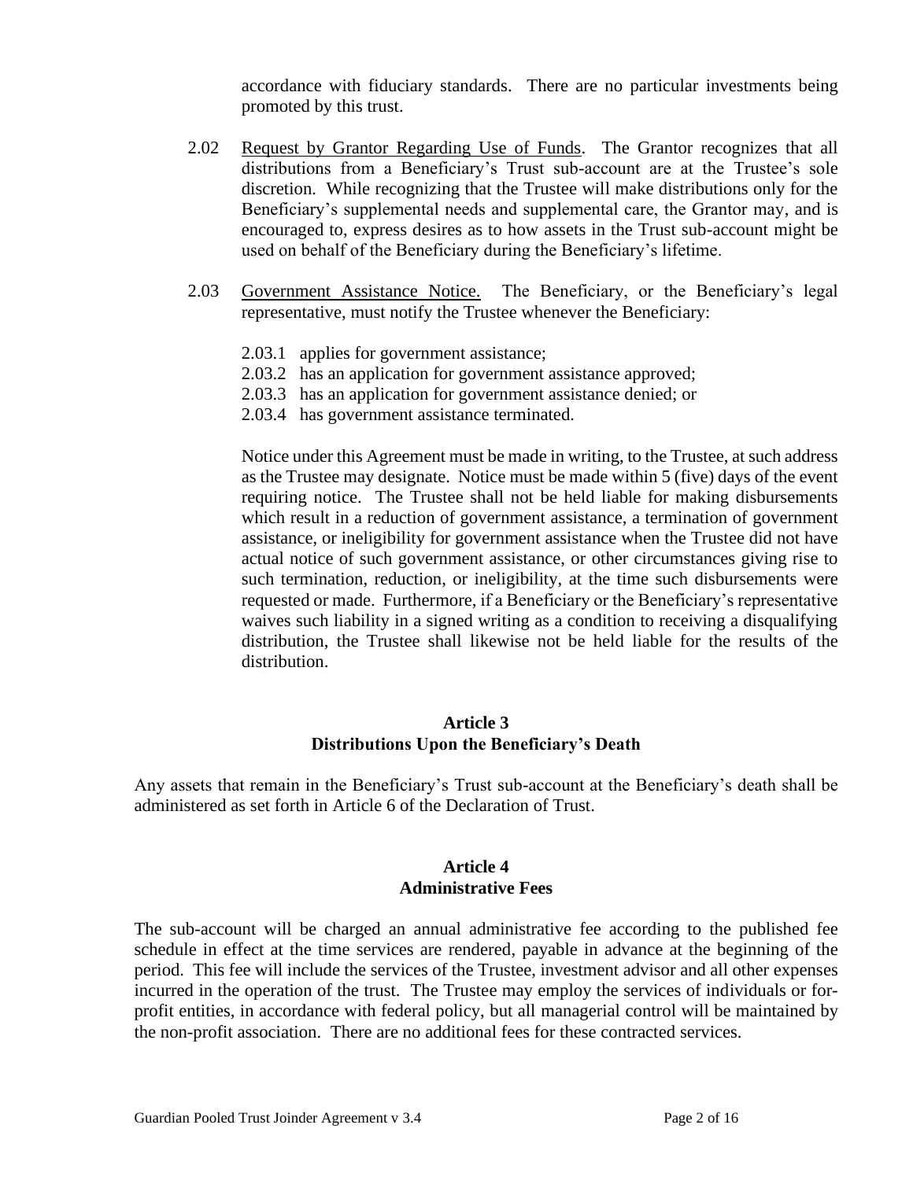accordance with fiduciary standards. There are no particular investments being promoted by this trust.

2.02 Request by Grantor Regarding Use of Funds. The Grantor recognizes that all distributions from a Beneficiary's Trust sub-account are at the Trustee's sole discretion. While recognizing that the Trustee will make distributions only for the Beneficiary's supplemental needs and supplemental care, the Grantor may, and is encouraged to, express desires as to how assets in the Trust sub-account might be used on behalf of the Beneficiary during the Beneficiary's lifetime.

2.03 Government Assistance Notice. The Beneficiary, or the Beneficiary's legal representative, must notify the Trustee whenever the Beneficiary:

- 2.03.1 applies for government assistance;
- 2.03.2 has an application for government assistance approved;
- 2.03.3 has an application for government assistance denied; or
- 2.03.4 has government assistance terminated.

Notice under this Agreement must be made in writing, to the Trustee, at such address as the Trustee may designate. Notice must be made within 5 (five) days of the event requiring notice. The Trustee shall not be held liable for making disbursements which result in a reduction of government assistance, a termination of government assistance, or ineligibility for government assistance when the Trustee did not have actual notice of such government assistance, or other circumstances giving rise to such termination, reduction, or ineligibility, at the time such disbursements were requested or made. Furthermore, if a Beneficiary or the Beneficiary's representative waives such liability in a signed writing as a condition to receiving a disqualifying distribution, the Trustee shall likewise not be held liable for the results of the distribution.

## Article 3
## Distributions Upon the Beneficiary's Death

Any assets that remain in the Beneficiary's Trust sub-account at the Beneficiary's death shall be administered as set forth in Article 6 of the Declaration of Trust.

## Article 4
## Administrative Fees

The sub-account will be charged an annual administrative fee according to the published fee schedule in effect at the time services are rendered, payable in advance at the beginning of the period. This fee will include the services of the Trustee, investment advisor and all other expenses incurred in the operation of the trust. The Trustee may employ the services of individuals or for-profit entities, in accordance with federal policy, but all managerial control will be maintained by the non-profit association. There are no additional fees for these contracted services.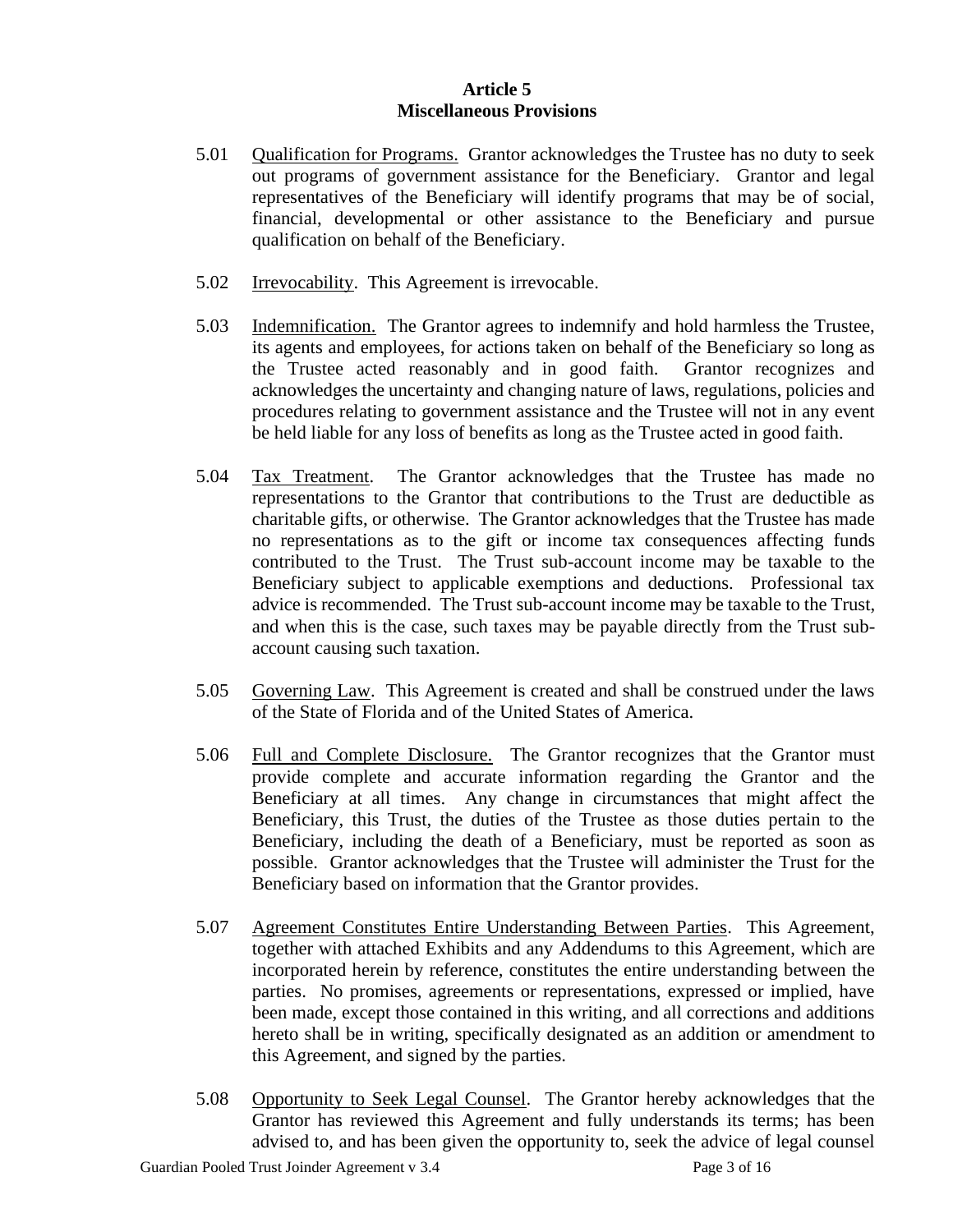## Article 5
## Miscellaneous Provisions

5.01 Qualification for Programs. Grantor acknowledges the Trustee has no duty to seek out programs of government assistance for the Beneficiary. Grantor and legal representatives of the Beneficiary will identify programs that may be of social, financial, developmental or other assistance to the Beneficiary and pursue qualification on behalf of the Beneficiary.

5.02 Irrevocability. This Agreement is irrevocable.

5.03 Indemnification. The Grantor agrees to indemnify and hold harmless the Trustee, its agents and employees, for actions taken on behalf of the Beneficiary so long as the Trustee acted reasonably and in good faith. Grantor recognizes and acknowledges the uncertainty and changing nature of laws, regulations, policies and procedures relating to government assistance and the Trustee will not in any event be held liable for any loss of benefits as long as the Trustee acted in good faith.

5.04 Tax Treatment. The Grantor acknowledges that the Trustee has made no representations to the Grantor that contributions to the Trust are deductible as charitable gifts, or otherwise. The Grantor acknowledges that the Trustee has made no representations as to the gift or income tax consequences affecting funds contributed to the Trust. The Trust sub-account income may be taxable to the Beneficiary subject to applicable exemptions and deductions. Professional tax advice is recommended. The Trust sub-account income may be taxable to the Trust, and when this is the case, such taxes may be payable directly from the Trust sub-account causing such taxation.

5.05 Governing Law. This Agreement is created and shall be construed under the laws of the State of Florida and of the United States of America.

5.06 Full and Complete Disclosure. The Grantor recognizes that the Grantor must provide complete and accurate information regarding the Grantor and the Beneficiary at all times. Any change in circumstances that might affect the Beneficiary, this Trust, the duties of the Trustee as those duties pertain to the Beneficiary, including the death of a Beneficiary, must be reported as soon as possible. Grantor acknowledges that the Trustee will administer the Trust for the Beneficiary based on information that the Grantor provides.

5.07 Agreement Constitutes Entire Understanding Between Parties. This Agreement, together with attached Exhibits and any Addendums to this Agreement, which are incorporated herein by reference, constitutes the entire understanding between the parties. No promises, agreements or representations, expressed or implied, have been made, except those contained in this writing, and all corrections and additions hereto shall be in writing, specifically designated as an addition or amendment to this Agreement, and signed by the parties.

5.08 Opportunity to Seek Legal Counsel. The Grantor hereby acknowledges that the Grantor has reviewed this Agreement and fully understands its terms; has been advised to, and has been given the opportunity to, seek the advice of legal counsel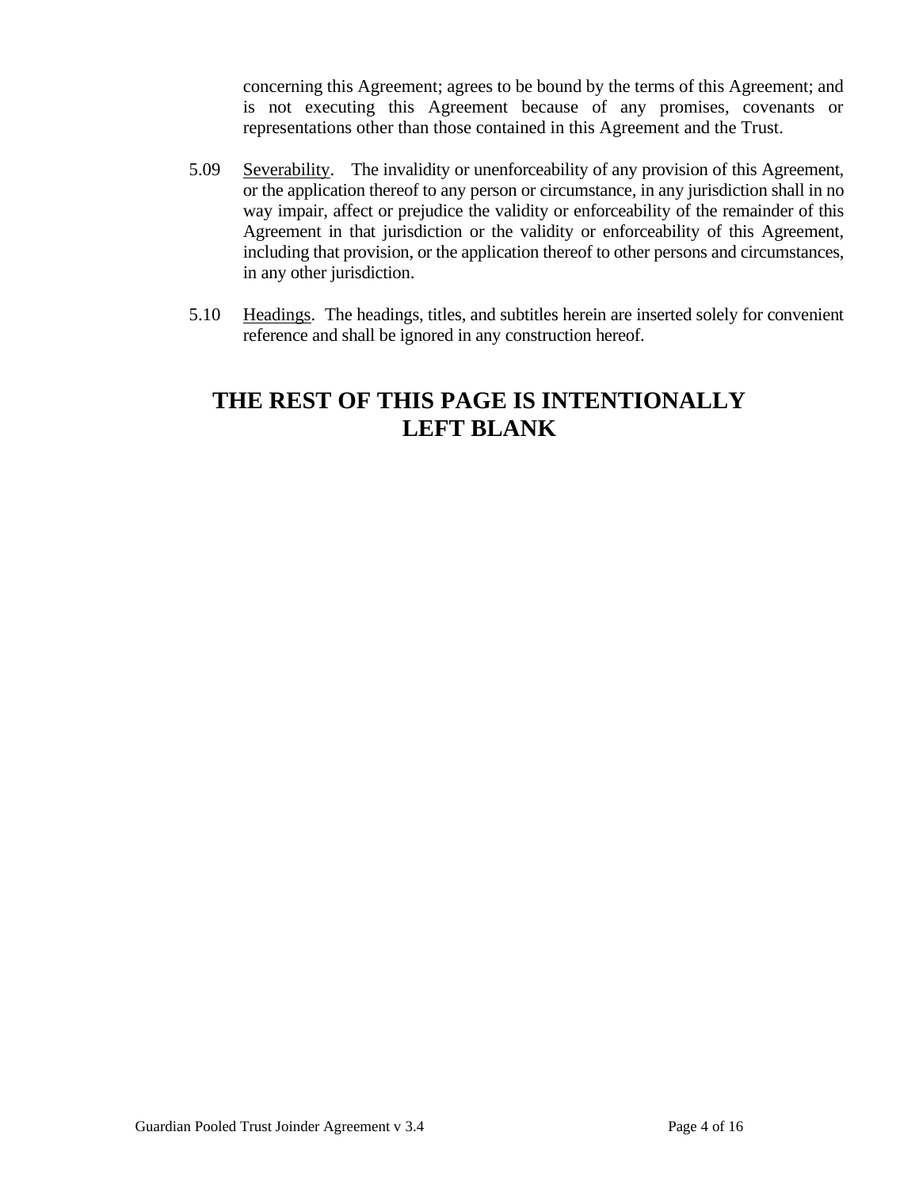concerning this Agreement; agrees to be bound by the terms of this Agreement; and is not executing this Agreement because of any promises, covenants or representations other than those contained in this Agreement and the Trust.

5.09 Severability. The invalidity or unenforceability of any provision of this Agreement, or the application thereof to any person or circumstance, in any jurisdiction shall in no way impair, affect or prejudice the validity or enforceability of the remainder of this Agreement in that jurisdiction or the validity or enforceability of this Agreement, including that provision, or the application thereof to other persons and circumstances, in any other jurisdiction.

5.10 Headings. The headings, titles, and subtitles herein are inserted solely for convenient reference and shall be ignored in any construction hereof.

## THE REST OF THIS PAGE IS INTENTIONALLY LEFT BLANK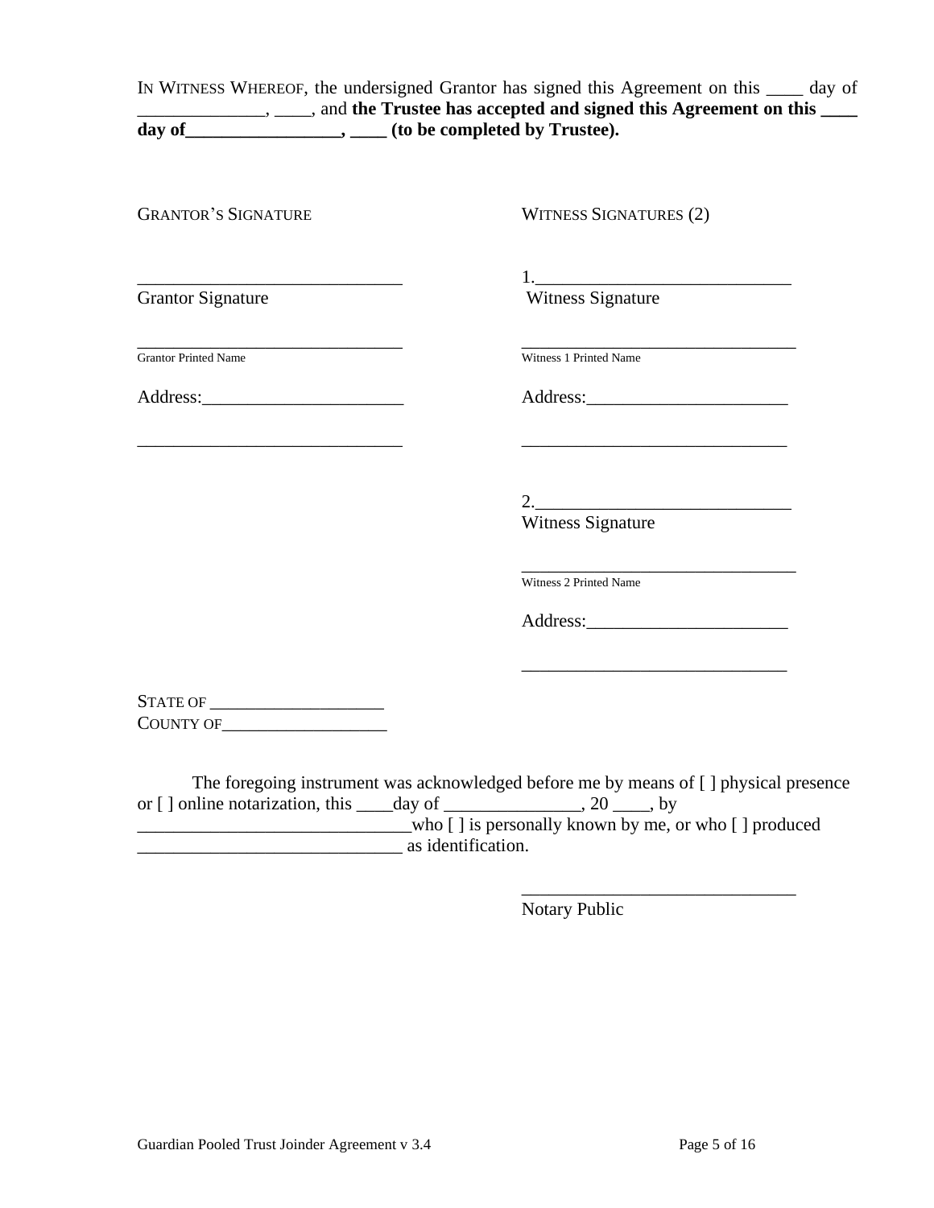IN WITNESS WHEREOF, the undersigned Grantor has signed this Agreement on this ____ day of ______________, ____, and **the Trustee has accepted and signed this Agreement on this ____ day of_________________, ____ (to be completed by Trustee).**

GRANTOR'S SIGNATURE

_____________________________
Grantor Signature

_____________________________
Grantor Printed Name

Address:______________________

_____________________________

WITNESS SIGNATURES (2)

1.____________________________
Witness Signature

_____________________________
Witness 1 Printed Name

Address:______________________

_____________________________

2.____________________________
Witness Signature

_____________________________
Witness 2 Printed Name

Address:______________________

_____________________________

STATE OF ___________________
COUNTY OF__________________

The foregoing instrument was acknowledged before me by means of [ ] physical presence or [ ] online notarization, this ____day of _______________, 20 ____, by ______________________________who [ ] is personally known by me, or who [ ] produced _____________________________ as identification.

_____________________________
Notary Public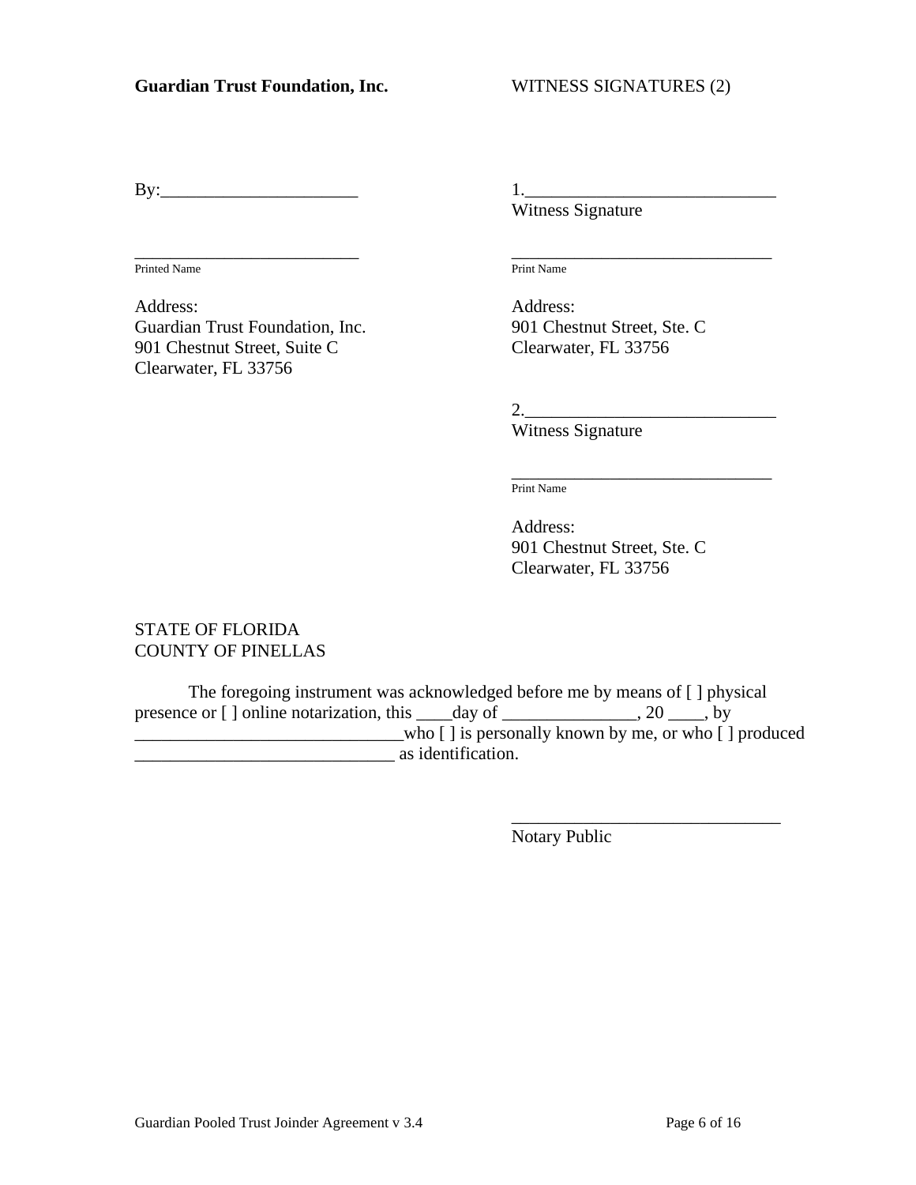**Guardian Trust Foundation, Inc.**

By:______________________

__________________________
Printed Name

Address:
Guardian Trust Foundation, Inc.
901 Chestnut Street, Suite C
Clearwater, FL 33756

WITNESS SIGNATURES (2)

1.____________________________
Witness Signature

______________________________
Print Name

Address:
901 Chestnut Street, Ste. C
Clearwater, FL 33756

2.____________________________
Witness Signature

______________________________
Print Name

Address:
901 Chestnut Street, Ste. C
Clearwater, FL 33756

STATE OF FLORIDA
COUNTY OF PINELLAS

The foregoing instrument was acknowledged before me by means of [ ] physical presence or [ ] online notarization, this ____day of _______________, 20 ____, by ______________________________who [ ] is personally known by me, or who [ ] produced _____________________________ as identification.

______________________________
Notary Public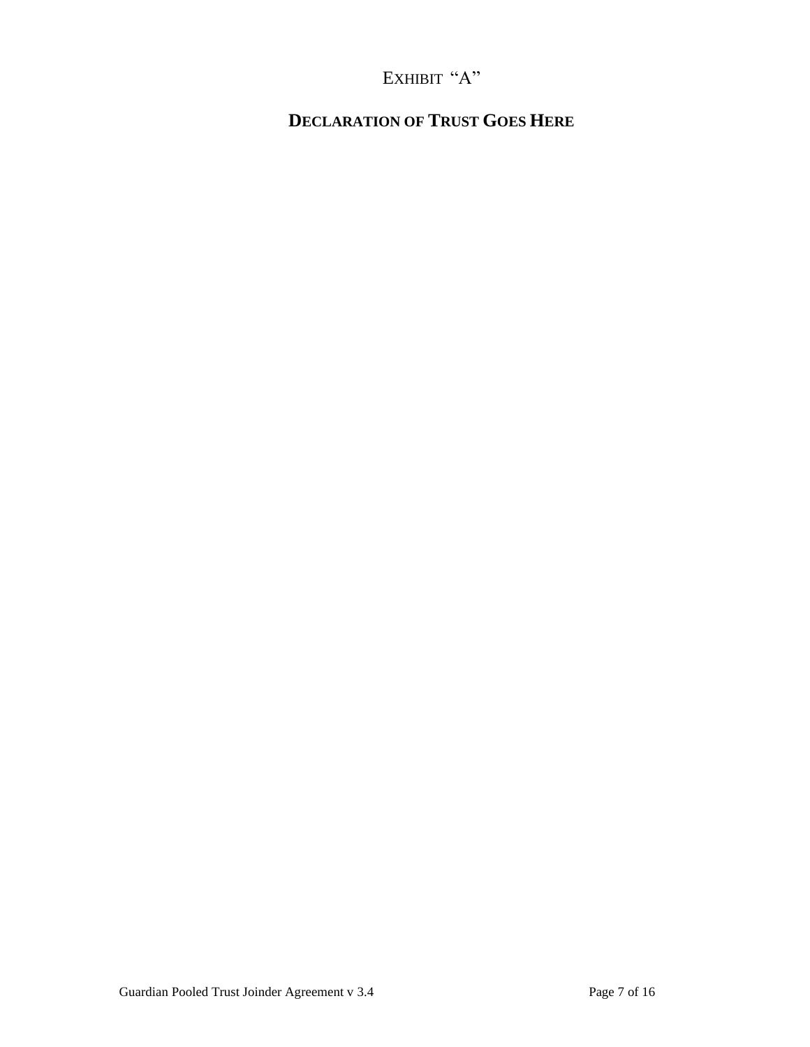# EXHIBIT "A"

## DECLARATION OF TRUST GOES HERE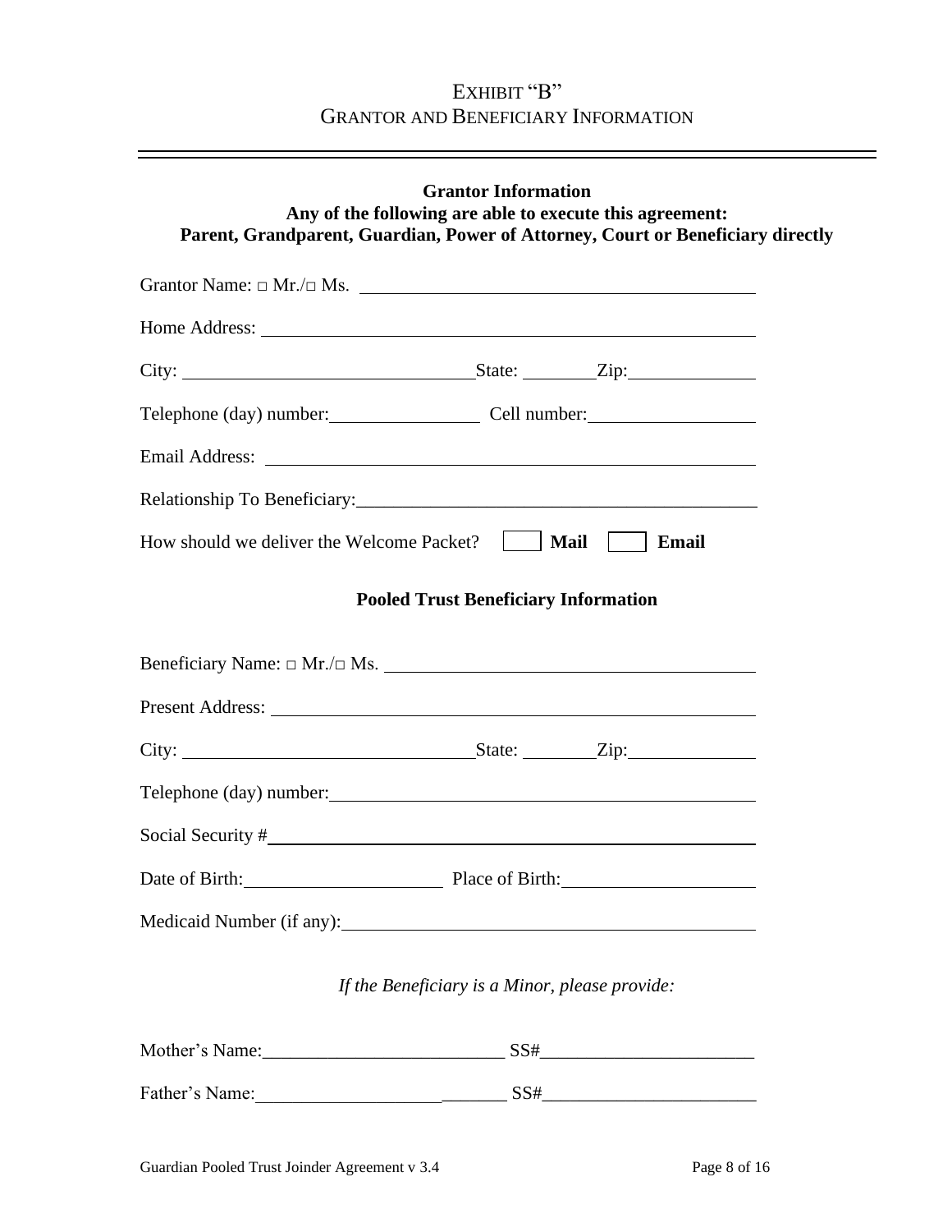# EXHIBIT "B"
## GRANTOR AND BENEFICIARY INFORMATION

---

**Grantor Information**
**Any of the following are able to execute this agreement:**
**Parent, Grandparent, Guardian, Power of Attorney, Court or Beneficiary directly**

Grantor Name: □ Mr./□ Ms. ________________________________________

Home Address: ________________________________________________

City: ______________________________ State: ________ Zip: ____________

Telephone (day) number: ______________ Cell number: ________________

Email Address: ________________________________________________

Relationship To Beneficiary: ______________________________________

How should we deliver the Welcome Packet? ☐ **Mail** ☐ **Email**

**Pooled Trust Beneficiary Information**

Beneficiary Name: □ Mr./□ Ms. ______________________________________

Present Address: ______________________________________________

City: ______________________________ State: ________ Zip: ____________

Telephone (day) number: ________________________________________

Social Security # _____________________________________________

Date of Birth: ____________________ Place of Birth: ____________________

Medicaid Number (if any): ______________________________________

*If the Beneficiary is a Minor, please provide:*

Mother's Name: _________________________ SS# ______________________

Father's Name: _________________________ SS# ______________________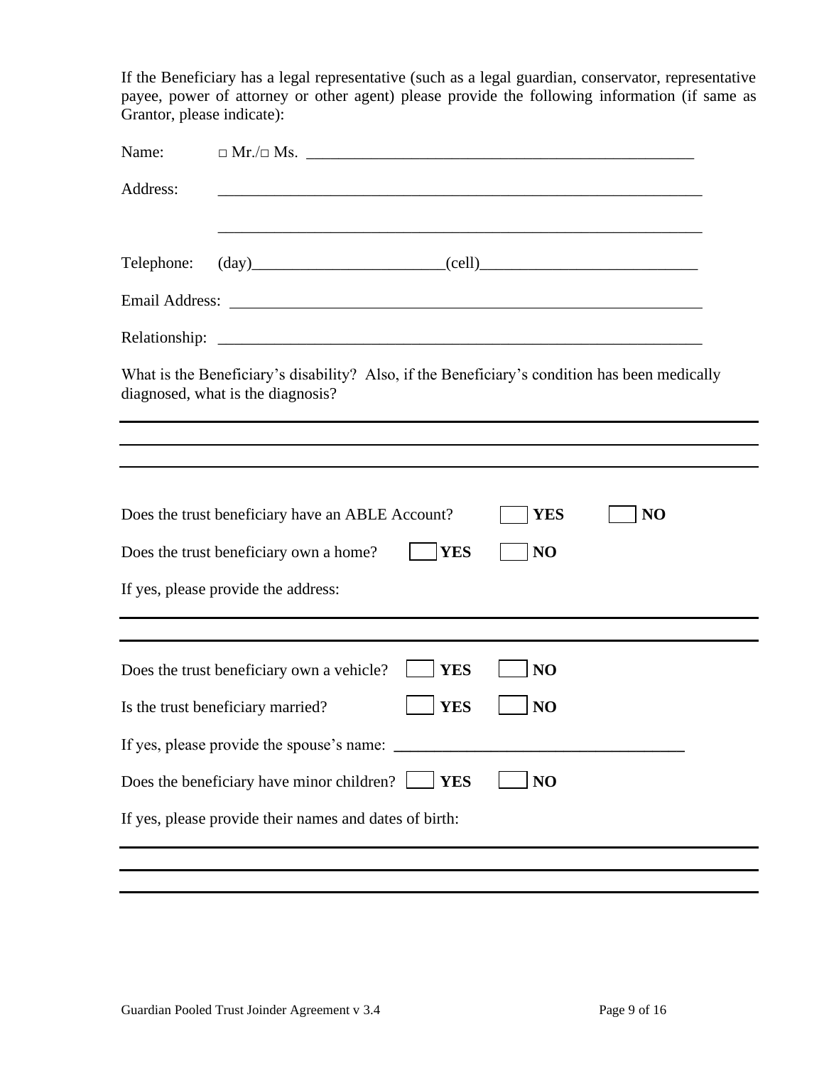If the Beneficiary has a legal representative (such as a legal guardian, conservator, representative payee, power of attorney or other agent) please provide the following information (if same as Grantor, please indicate):

Name: □ Mr./□ Ms. ________________________________________________

Address: ____________________________________________________________

____________________________________________________________

Telephone: (day)________________________(cell)___________________________

Email Address: ________________________________________________________

Relationship: _________________________________________________________

What is the Beneficiary's disability? Also, if the Beneficiary's condition has been medically diagnosed, what is the diagnosis?

______________________________________________________________________

______________________________________________________________________

______________________________________________________________________

Does the trust beneficiary have an ABLE Account? ☐ **YES** ☐ **NO**

Does the trust beneficiary own a home? ☐ **YES** ☐ **NO**

If yes, please provide the address:

______________________________________________________________________

______________________________________________________________________

Does the trust beneficiary own a vehicle? ☐ **YES** ☐ **NO**

Is the trust beneficiary married? ☐ **YES** ☐ **NO**

If yes, please provide the spouse's name: ____________________________________

Does the beneficiary have minor children? ☐ **YES** ☐ **NO**

If yes, please provide their names and dates of birth:

______________________________________________________________________

______________________________________________________________________

______________________________________________________________________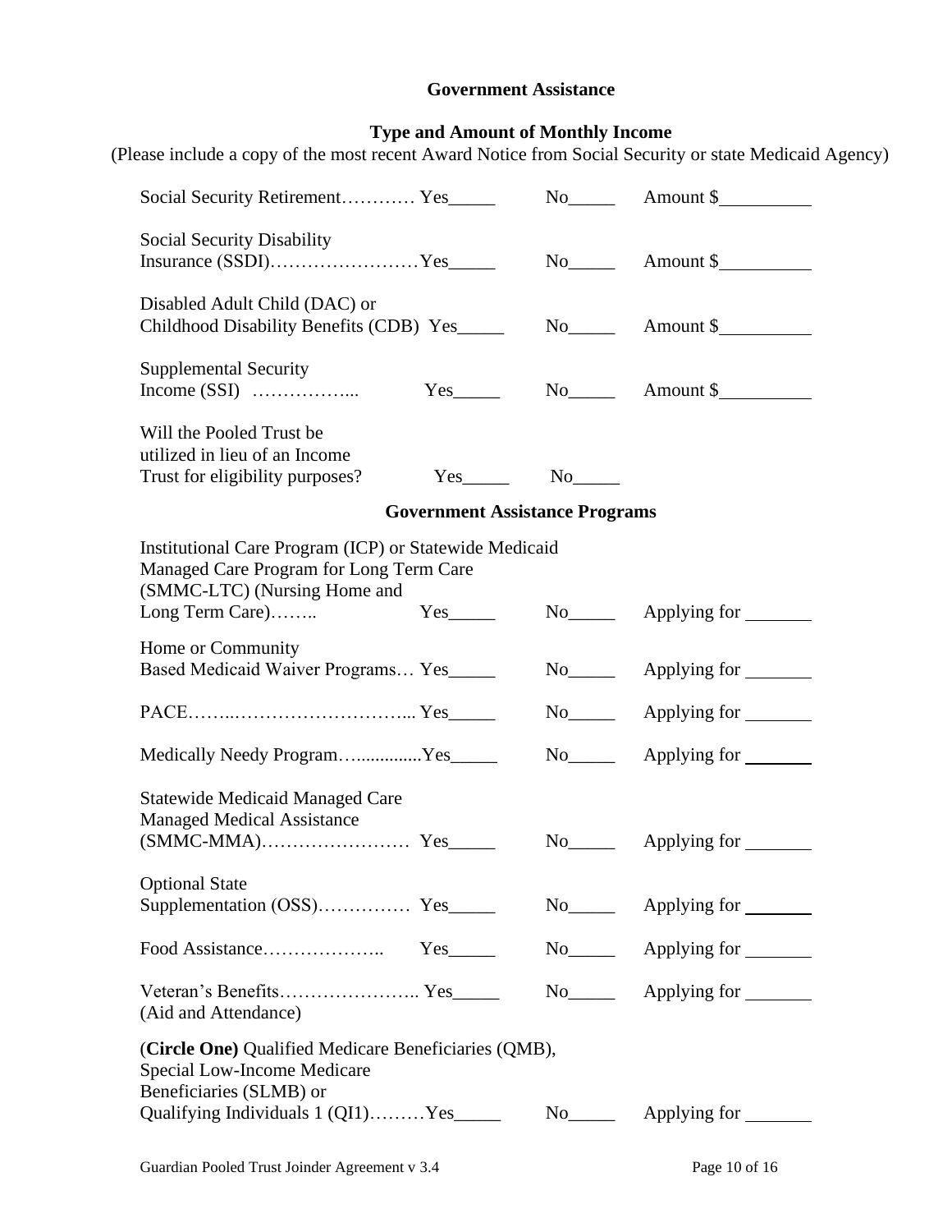## Government Assistance

### Type and Amount of Monthly Income

(Please include a copy of the most recent Award Notice from Social Security or state Medicaid Agency)

Social Security Retirement………… Yes_____ No_____ Amount $__________

Social Security Disability Insurance (SSDI)……………………Yes_____ No_____ Amount $__________

Disabled Adult Child (DAC) or Childhood Disability Benefits (CDB) Yes_____ No_____ Amount $__________

Supplemental Security Income (SSI) ……………... Yes_____ No_____ Amount $__________

Will the Pooled Trust be utilized in lieu of an Income Trust for eligibility purposes? Yes_____ No_____

### Government Assistance Programs

Institutional Care Program (ICP) or Statewide Medicaid Managed Care Program for Long Term Care (SMMC-LTC) (Nursing Home and Long Term Care)…….. Yes_____ No_____ Applying for _______

Home or Community Based Medicaid Waiver Programs… Yes_____ No_____ Applying for _______

PACE……..………………………... Yes_____ No_____ Applying for _______

Medically Needy Program…............Yes_____ No_____ Applying for _______

Statewide Medicaid Managed Care Managed Medical Assistance (SMMC-MMA)…………………… Yes_____ No_____ Applying for _______

Optional State Supplementation (OSS)…………… Yes_____ No_____ Applying for _______

Food Assistance……………….. Yes_____ No_____ Applying for _______

Veteran's Benefits………………….. Yes_____ No_____ Applying for _______
(Aid and Attendance)

(**Circle One)** Qualified Medicare Beneficiaries (QMB), Special Low-Income Medicare Beneficiaries (SLMB) or Qualifying Individuals 1 (QI1)………Yes_____ No_____ Applying for _______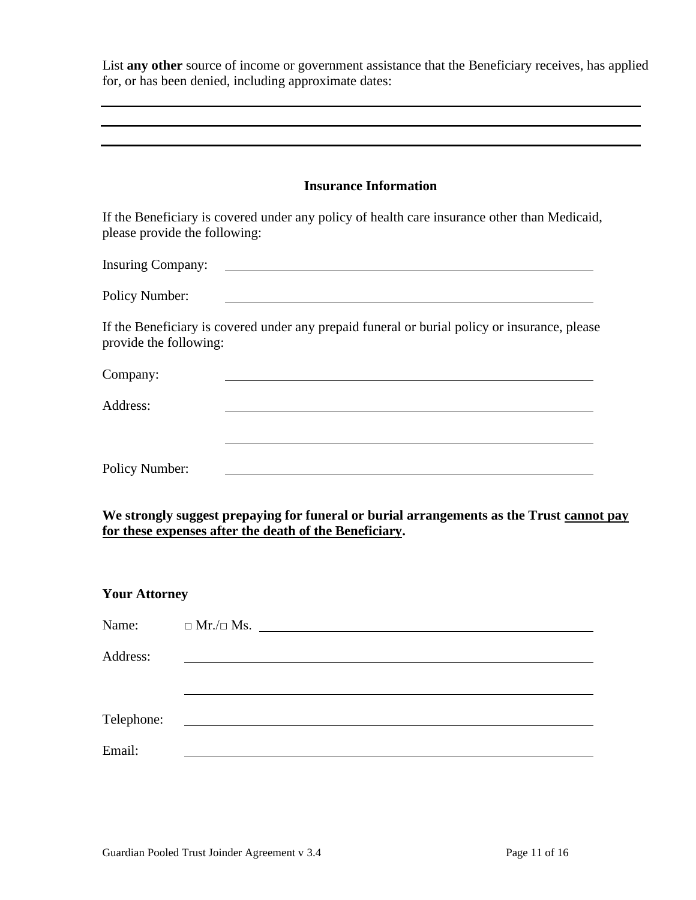List **any other** source of income or government assistance that the Beneficiary receives, has applied for, or has been denied, including approximate dates:

\_\_\_\_\_\_\_\_\_\_\_\_\_\_\_\_\_\_\_\_\_\_\_\_\_\_\_\_\_\_\_\_\_\_\_\_\_\_\_\_\_\_\_\_\_\_\_\_\_\_\_\_\_\_\_\_\_\_\_\_\_\_\_\_\_\_\_\_\_\_\_\_

\_\_\_\_\_\_\_\_\_\_\_\_\_\_\_\_\_\_\_\_\_\_\_\_\_\_\_\_\_\_\_\_\_\_\_\_\_\_\_\_\_\_\_\_\_\_\_\_\_\_\_\_\_\_\_\_\_\_\_\_\_\_\_\_\_\_\_\_\_\_\_\_

\_\_\_\_\_\_\_\_\_\_\_\_\_\_\_\_\_\_\_\_\_\_\_\_\_\_\_\_\_\_\_\_\_\_\_\_\_\_\_\_\_\_\_\_\_\_\_\_\_\_\_\_\_\_\_\_\_\_\_\_\_\_\_\_\_\_\_\_\_\_\_\_

## Insurance Information

If the Beneficiary is covered under any policy of health care insurance other than Medicaid, please provide the following:

Insuring Company: \_\_\_\_\_\_\_\_\_\_\_\_\_\_\_\_\_\_\_\_\_\_\_\_\_\_\_\_\_\_\_\_\_\_\_\_\_\_\_\_\_\_\_\_\_\_\_\_

Policy Number: \_\_\_\_\_\_\_\_\_\_\_\_\_\_\_\_\_\_\_\_\_\_\_\_\_\_\_\_\_\_\_\_\_\_\_\_\_\_\_\_\_\_\_\_\_\_\_\_

If the Beneficiary is covered under any prepaid funeral or burial policy or insurance, please provide the following:

Company: \_\_\_\_\_\_\_\_\_\_\_\_\_\_\_\_\_\_\_\_\_\_\_\_\_\_\_\_\_\_\_\_\_\_\_\_\_\_\_\_\_\_\_\_\_\_\_\_

Address: \_\_\_\_\_\_\_\_\_\_\_\_\_\_\_\_\_\_\_\_\_\_\_\_\_\_\_\_\_\_\_\_\_\_\_\_\_\_\_\_\_\_\_\_\_\_\_\_

\_\_\_\_\_\_\_\_\_\_\_\_\_\_\_\_\_\_\_\_\_\_\_\_\_\_\_\_\_\_\_\_\_\_\_\_\_\_\_\_\_\_\_\_\_\_\_\_

Policy Number: \_\_\_\_\_\_\_\_\_\_\_\_\_\_\_\_\_\_\_\_\_\_\_\_\_\_\_\_\_\_\_\_\_\_\_\_\_\_\_\_\_\_\_\_\_\_\_\_

**We strongly suggest prepaying for funeral or burial arrangements as the Trust <u>cannot pay for these expenses after the death of the Beneficiary</u>.**

### Your Attorney

Name: □ Mr./□ Ms. \_\_\_\_\_\_\_\_\_\_\_\_\_\_\_\_\_\_\_\_\_\_\_\_\_\_\_\_\_\_\_\_\_\_\_\_\_\_\_\_

Address: \_\_\_\_\_\_\_\_\_\_\_\_\_\_\_\_\_\_\_\_\_\_\_\_\_\_\_\_\_\_\_\_\_\_\_\_\_\_\_\_\_\_\_\_\_\_\_\_\_\_\_\_

\_\_\_\_\_\_\_\_\_\_\_\_\_\_\_\_\_\_\_\_\_\_\_\_\_\_\_\_\_\_\_\_\_\_\_\_\_\_\_\_\_\_\_\_\_\_\_\_\_\_\_\_

Telephone: \_\_\_\_\_\_\_\_\_\_\_\_\_\_\_\_\_\_\_\_\_\_\_\_\_\_\_\_\_\_\_\_\_\_\_\_\_\_\_\_\_\_\_\_\_\_\_\_\_\_\_\_

Email: \_\_\_\_\_\_\_\_\_\_\_\_\_\_\_\_\_\_\_\_\_\_\_\_\_\_\_\_\_\_\_\_\_\_\_\_\_\_\_\_\_\_\_\_\_\_\_\_\_\_\_\_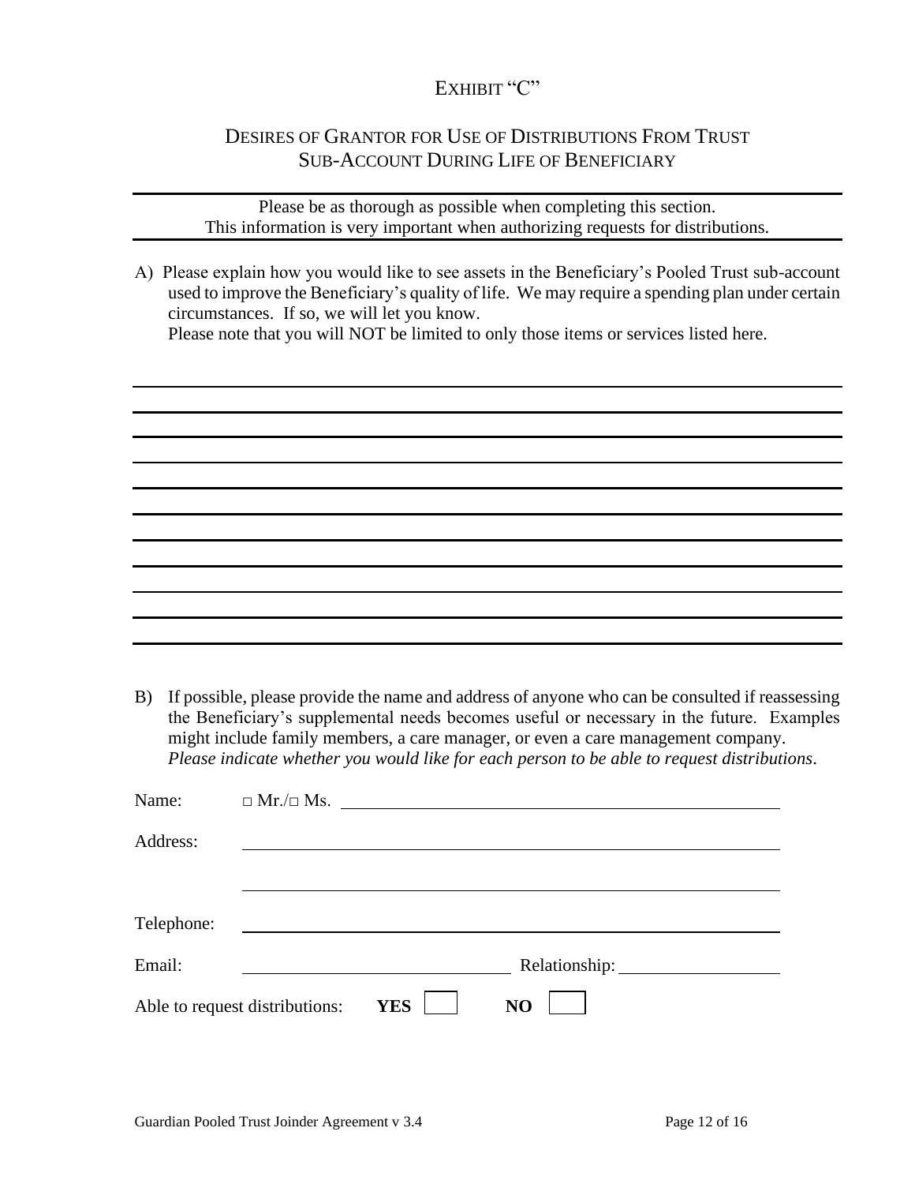# EXHIBIT "C"

## DESIRES OF GRANTOR FOR USE OF DISTRIBUTIONS FROM TRUST SUB-ACCOUNT DURING LIFE OF BENEFICIARY

---

Please be as thorough as possible when completing this section.
This information is very important when authorizing requests for distributions.

---

A) Please explain how you would like to see assets in the Beneficiary's Pooled Trust sub-account used to improve the Beneficiary's quality of life. We may require a spending plan under certain circumstances. If so, we will let you know.
Please note that you will NOT be limited to only those items or services listed here.

______________________________________________________________________

______________________________________________________________________

______________________________________________________________________

______________________________________________________________________

______________________________________________________________________

______________________________________________________________________

______________________________________________________________________

______________________________________________________________________

______________________________________________________________________

______________________________________________________________________

______________________________________________________________________

B) If possible, please provide the name and address of anyone who can be consulted if reassessing the Beneficiary's supplemental needs becomes useful or necessary in the future. Examples might include family members, a care manager, or even a care management company.
*Please indicate whether you would like for each person to be able to request distributions*.

Name: □ Mr./□ Ms. ______________________________________________

Address: ______________________________________________

______________________________________________

Telephone: ______________________________________________

Email: ______________________________ Relationship: ____________________

Able to request distributions: **YES** ☐ **NO** ☐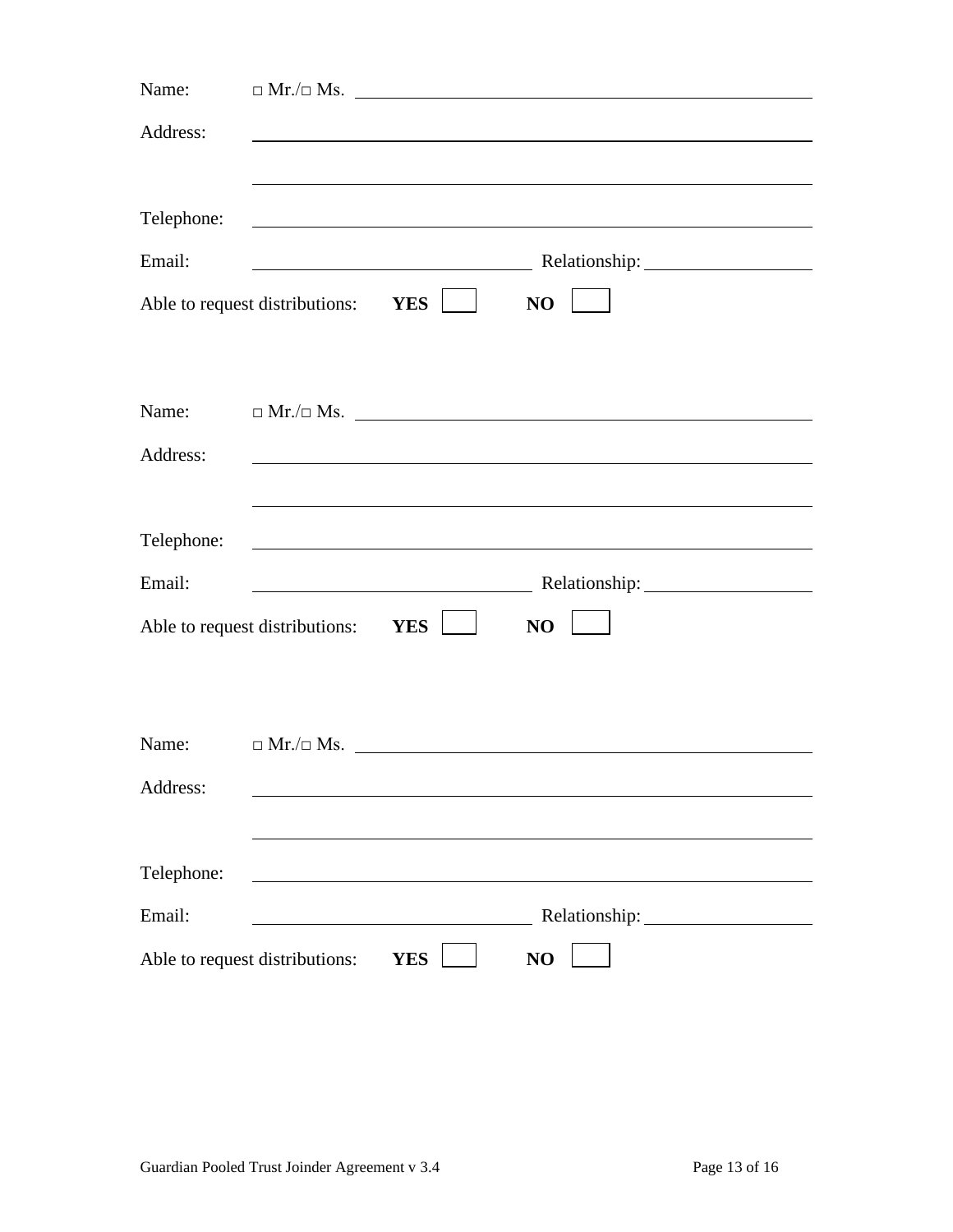Name: □ Mr./□ Ms. \_\_\_\_\_\_\_\_\_\_\_\_\_\_\_\_\_\_\_\_\_\_\_\_\_\_\_\_\_\_\_\_\_\_\_\_\_\_\_\_

Address: \_\_\_\_\_\_\_\_\_\_\_\_\_\_\_\_\_\_\_\_\_\_\_\_\_\_\_\_\_\_\_\_\_\_\_\_\_\_\_\_\_\_\_\_\_\_\_\_

\_\_\_\_\_\_\_\_\_\_\_\_\_\_\_\_\_\_\_\_\_\_\_\_\_\_\_\_\_\_\_\_\_\_\_\_\_\_\_\_\_\_\_\_\_\_\_\_

Telephone: \_\_\_\_\_\_\_\_\_\_\_\_\_\_\_\_\_\_\_\_\_\_\_\_\_\_\_\_\_\_\_\_\_\_\_\_\_\_\_\_\_\_\_\_\_\_\_\_

Email: \_\_\_\_\_\_\_\_\_\_\_\_\_\_\_\_\_\_\_\_\_\_\_\_\_ Relationship: \_\_\_\_\_\_\_\_\_\_\_\_\_\_\_\_

Able to request distributions: **YES** ☐ **NO** ☐

Name: □ Mr./□ Ms. \_\_\_\_\_\_\_\_\_\_\_\_\_\_\_\_\_\_\_\_\_\_\_\_\_\_\_\_\_\_\_\_\_\_\_\_\_\_\_\_

Address: \_\_\_\_\_\_\_\_\_\_\_\_\_\_\_\_\_\_\_\_\_\_\_\_\_\_\_\_\_\_\_\_\_\_\_\_\_\_\_\_\_\_\_\_\_\_\_\_

\_\_\_\_\_\_\_\_\_\_\_\_\_\_\_\_\_\_\_\_\_\_\_\_\_\_\_\_\_\_\_\_\_\_\_\_\_\_\_\_\_\_\_\_\_\_\_\_

Telephone: \_\_\_\_\_\_\_\_\_\_\_\_\_\_\_\_\_\_\_\_\_\_\_\_\_\_\_\_\_\_\_\_\_\_\_\_\_\_\_\_\_\_\_\_\_\_\_\_

Email: \_\_\_\_\_\_\_\_\_\_\_\_\_\_\_\_\_\_\_\_\_\_\_\_\_ Relationship: \_\_\_\_\_\_\_\_\_\_\_\_\_\_\_\_

Able to request distributions: **YES** ☐ **NO** ☐

Name: □ Mr./□ Ms. \_\_\_\_\_\_\_\_\_\_\_\_\_\_\_\_\_\_\_\_\_\_\_\_\_\_\_\_\_\_\_\_\_\_\_\_\_\_\_\_

Address: \_\_\_\_\_\_\_\_\_\_\_\_\_\_\_\_\_\_\_\_\_\_\_\_\_\_\_\_\_\_\_\_\_\_\_\_\_\_\_\_\_\_\_\_\_\_\_\_

\_\_\_\_\_\_\_\_\_\_\_\_\_\_\_\_\_\_\_\_\_\_\_\_\_\_\_\_\_\_\_\_\_\_\_\_\_\_\_\_\_\_\_\_\_\_\_\_

Telephone: \_\_\_\_\_\_\_\_\_\_\_\_\_\_\_\_\_\_\_\_\_\_\_\_\_\_\_\_\_\_\_\_\_\_\_\_\_\_\_\_\_\_\_\_\_\_\_\_

Email: \_\_\_\_\_\_\_\_\_\_\_\_\_\_\_\_\_\_\_\_\_\_\_\_\_ Relationship: \_\_\_\_\_\_\_\_\_\_\_\_\_\_\_\_

Able to request distributions: **YES** ☐ **NO** ☐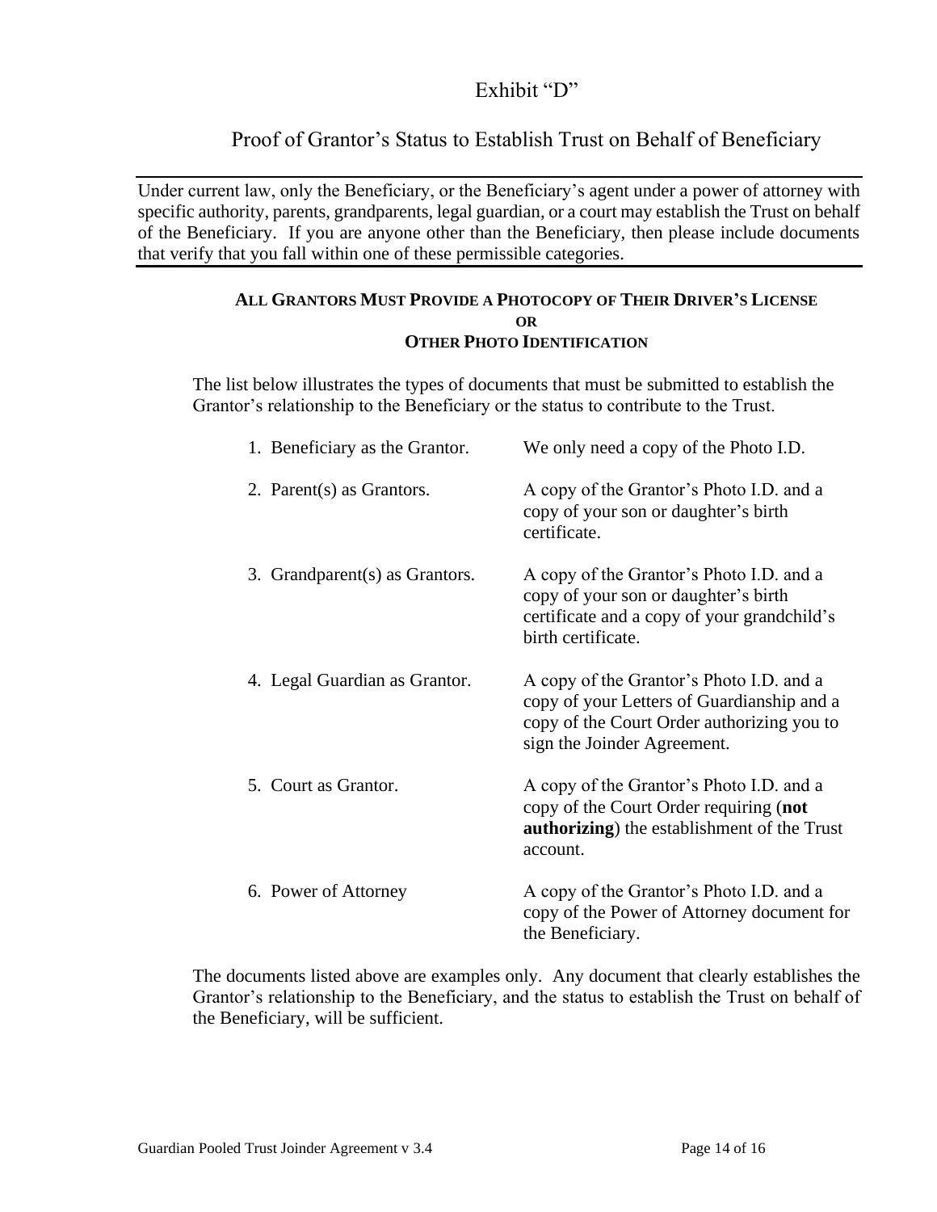# Exhibit "D"

## Proof of Grantor's Status to Establish Trust on Behalf of Beneficiary

---

Under current law, only the Beneficiary, or the Beneficiary's agent under a power of attorney with specific authority, parents, grandparents, legal guardian, or a court may establish the Trust on behalf of the Beneficiary. If you are anyone other than the Beneficiary, then please include documents that verify that you fall within one of these permissible categories.

---

**ALL GRANTORS MUST PROVIDE A PHOTOCOPY OF THEIR DRIVER'S LICENSE**
**OR**
**OTHER PHOTO IDENTIFICATION**

The list below illustrates the types of documents that must be submitted to establish the Grantor's relationship to the Beneficiary or the status to contribute to the Trust.

| | |
|---|---|
| 1. Beneficiary as the Grantor. | We only need a copy of the Photo I.D. |
| 2. Parent(s) as Grantors. | A copy of the Grantor's Photo I.D. and a copy of your son or daughter's birth certificate. |
| 3. Grandparent(s) as Grantors. | A copy of the Grantor's Photo I.D. and a copy of your son or daughter's birth certificate and a copy of your grandchild's birth certificate. |
| 4. Legal Guardian as Grantor. | A copy of the Grantor's Photo I.D. and a copy of your Letters of Guardianship and a copy of the Court Order authorizing you to sign the Joinder Agreement. |
| 5. Court as Grantor. | A copy of the Grantor's Photo I.D. and a copy of the Court Order requiring (**not authorizing**) the establishment of the Trust account. |
| 6. Power of Attorney | A copy of the Grantor's Photo I.D. and a copy of the Power of Attorney document for the Beneficiary. |

The documents listed above are examples only. Any document that clearly establishes the Grantor's relationship to the Beneficiary, and the status to establish the Trust on behalf of the Beneficiary, will be sufficient.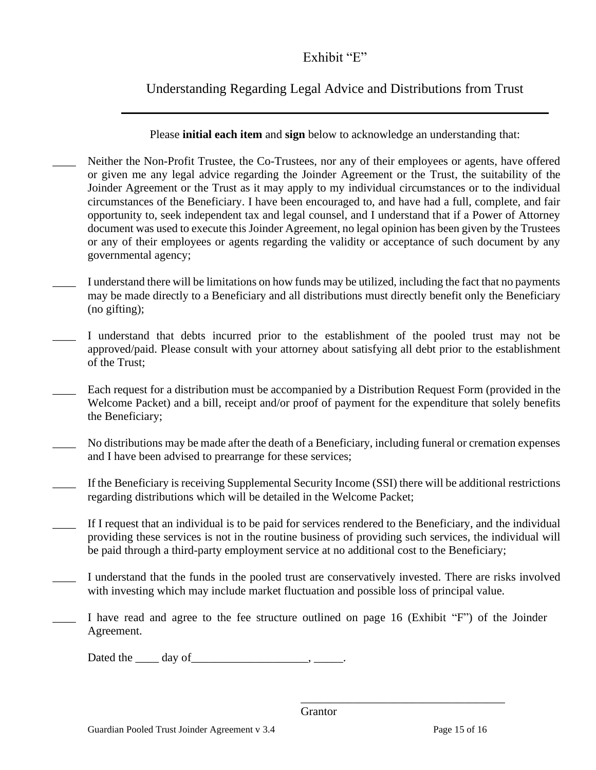# Exhibit "E"

## Understanding Regarding Legal Advice and Distributions from Trust

---

Please **initial each item** and **sign** below to acknowledge an understanding that:

____ Neither the Non-Profit Trustee, the Co-Trustees, nor any of their employees or agents, have offered or given me any legal advice regarding the Joinder Agreement or the Trust, the suitability of the Joinder Agreement or the Trust as it may apply to my individual circumstances or to the individual circumstances of the Beneficiary. I have been encouraged to, and have had a full, complete, and fair opportunity to, seek independent tax and legal counsel, and I understand that if a Power of Attorney document was used to execute this Joinder Agreement, no legal opinion has been given by the Trustees or any of their employees or agents regarding the validity or acceptance of such document by any governmental agency;

____ I understand there will be limitations on how funds may be utilized, including the fact that no payments may be made directly to a Beneficiary and all distributions must directly benefit only the Beneficiary (no gifting);

____ I understand that debts incurred prior to the establishment of the pooled trust may not be approved/paid. Please consult with your attorney about satisfying all debt prior to the establishment of the Trust;

____ Each request for a distribution must be accompanied by a Distribution Request Form (provided in the Welcome Packet) and a bill, receipt and/or proof of payment for the expenditure that solely benefits the Beneficiary;

____ No distributions may be made after the death of a Beneficiary, including funeral or cremation expenses and I have been advised to prearrange for these services;

____ If the Beneficiary is receiving Supplemental Security Income (SSI) there will be additional restrictions regarding distributions which will be detailed in the Welcome Packet;

____ If I request that an individual is to be paid for services rendered to the Beneficiary, and the individual providing these services is not in the routine business of providing such services, the individual will be paid through a third-party employment service at no additional cost to the Beneficiary;

____ I understand that the funds in the pooled trust are conservatively invested. There are risks involved with investing which may include market fluctuation and possible loss of principal value.

____ I have read and agree to the fee structure outlined on page 16 (Exhibit "F") of the Joinder Agreement.

Dated the ____ day of____________________, _____.

____________________________________
Grantor

Guardian Pooled Trust Joinder Agreement v 3.4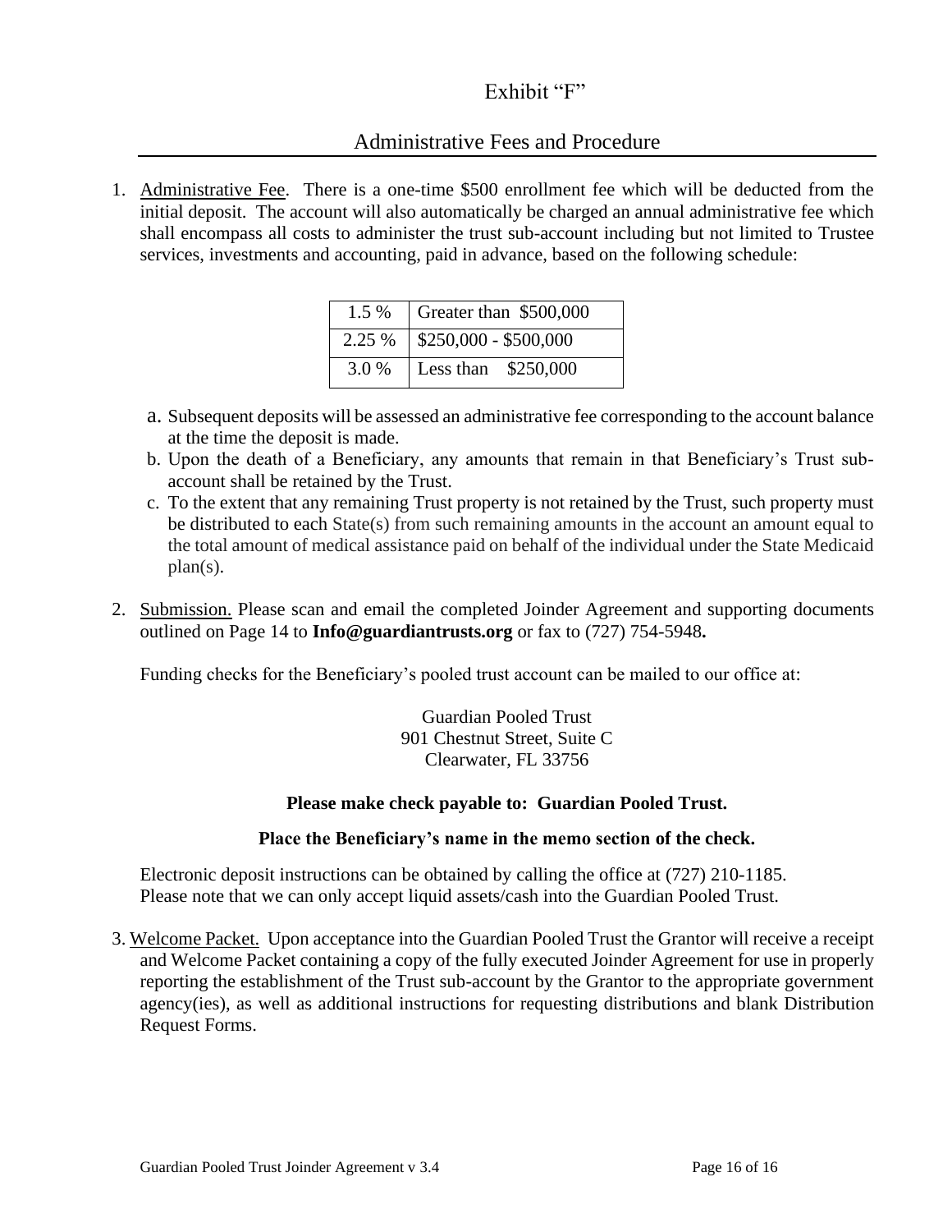# Exhibit "F"

## Administrative Fees and Procedure

1. Administrative Fee. There is a one-time $500 enrollment fee which will be deducted from the initial deposit. The account will also automatically be charged an annual administrative fee which shall encompass all costs to administer the trust sub-account including but not limited to Trustee services, investments and accounting, paid in advance, based on the following schedule:

| | |
|---|---|
| 1.5 % | Greater than $500,000 |
| 2.25 % | $250,000 - $500,000 |
| 3.0 % | Less than $250,000 |

   a. Subsequent deposits will be assessed an administrative fee corresponding to the account balance at the time the deposit is made.
   b. Upon the death of a Beneficiary, any amounts that remain in that Beneficiary's Trust sub-account shall be retained by the Trust.
   c. To the extent that any remaining Trust property is not retained by the Trust, such property must be distributed to each State(s) from such remaining amounts in the account an amount equal to the total amount of medical assistance paid on behalf of the individual under the State Medicaid plan(s).

2. Submission. Please scan and email the completed Joinder Agreement and supporting documents outlined on Page 14 to **Info@guardiantrusts.org** or fax to (727) 754-5948**.**

   Funding checks for the Beneficiary's pooled trust account can be mailed to our office at:

   Guardian Pooled Trust
   901 Chestnut Street, Suite C
   Clearwater, FL 33756

   **Please make check payable to: Guardian Pooled Trust.**

   **Place the Beneficiary's name in the memo section of the check.**

   Electronic deposit instructions can be obtained by calling the office at (727) 210-1185.
   Please note that we can only accept liquid assets/cash into the Guardian Pooled Trust.

3. Welcome Packet. Upon acceptance into the Guardian Pooled Trust the Grantor will receive a receipt and Welcome Packet containing a copy of the fully executed Joinder Agreement for use in properly reporting the establishment of the Trust sub-account by the Grantor to the appropriate government agency(ies), as well as additional instructions for requesting distributions and blank Distribution Request Forms.